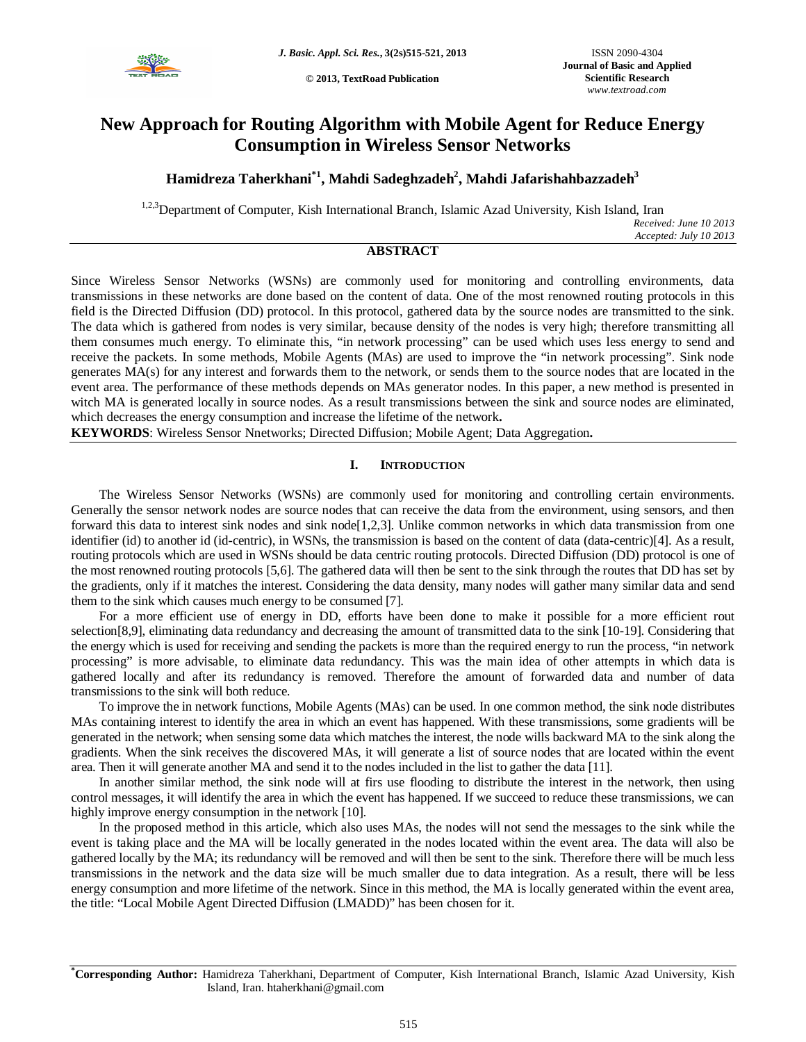# New Approach for Routing Algorithm with Mobile Agent for Reduce Energy Consumption in Wireless Sensor Networks

**Hamidreza Taherkhani[*1], Mahdi Sadeghzadeh[2], Mahdi Jafarishahbazzadeh[3]**

[1,2,3]Department of Computer, Kish International Branch, Islamic Azad University, Kish Island, Iran

*Received: June 10 2013*
*Accepted: July 10 2013*

## ABSTRACT

Since Wireless Sensor Networks (WSNs) are commonly used for monitoring and controlling environments, data transmissions in these networks are done based on the content of data. One of the most renowned routing protocols in this field is the Directed Diffusion (DD) protocol. In this protocol, gathered data by the source nodes are transmitted to the sink. The data which is gathered from nodes is very similar, because density of the nodes is very high; therefore transmitting all them consumes much energy. To eliminate this, "in network processing" can be used which uses less energy to send and receive the packets. In some methods, Mobile Agents (MAs) are used to improve the "in network processing". Sink node generates MA(s) for any interest and forwards them to the network, or sends them to the source nodes that are located in the event area. The performance of these methods depends on MAs generator nodes. In this paper, a new method is presented in witch MA is generated locally in source nodes. As a result transmissions between the sink and source nodes are eliminated, which decreases the energy consumption and increase the lifetime of the network**.**

**KEYWORDS**: Wireless Sensor Nnetworks; Directed Diffusion; Mobile Agent; Data Aggregation**.**

## I. INTRODUCTION

The Wireless Sensor Networks (WSNs) are commonly used for monitoring and controlling certain environments. Generally the sensor network nodes are source nodes that can receive the data from the environment, using sensors, and then forward this data to interest sink nodes and sink node[1,2,3]. Unlike common networks in which data transmission from one identifier (id) to another id (id-centric), in WSNs, the transmission is based on the content of data (data-centric)[4]. As a result, routing protocols which are used in WSNs should be data centric routing protocols. Directed Diffusion (DD) protocol is one of the most renowned routing protocols [5,6]. The gathered data will then be sent to the sink through the routes that DD has set by the gradients, only if it matches the interest. Considering the data density, many nodes will gather many similar data and send them to the sink which causes much energy to be consumed [7].

For a more efficient use of energy in DD, efforts have been done to make it possible for a more efficient rout selection[8,9], eliminating data redundancy and decreasing the amount of transmitted data to the sink [10-19]. Considering that the energy which is used for receiving and sending the packets is more than the required energy to run the process, "in network processing" is more advisable, to eliminate data redundancy. This was the main idea of other attempts in which data is gathered locally and after its redundancy is removed. Therefore the amount of forwarded data and number of data transmissions to the sink will both reduce.

To improve the in network functions, Mobile Agents (MAs) can be used. In one common method, the sink node distributes MAs containing interest to identify the area in which an event has happened. With these transmissions, some gradients will be generated in the network; when sensing some data which matches the interest, the node wills backward MA to the sink along the gradients. When the sink receives the discovered MAs, it will generate a list of source nodes that are located within the event area. Then it will generate another MA and send it to the nodes included in the list to gather the data [11].

In another similar method, the sink node will at firs use flooding to distribute the interest in the network, then using control messages, it will identify the area in which the event has happened. If we succeed to reduce these transmissions, we can highly improve energy consumption in the network [10].

In the proposed method in this article, which also uses MAs, the nodes will not send the messages to the sink while the event is taking place and the MA will be locally generated in the nodes located within the event area. The data will also be gathered locally by the MA; its redundancy will be removed and will then be sent to the sink. Therefore there will be much less transmissions in the network and the data size will be much smaller due to data integration. As a result, there will be less energy consumption and more lifetime of the network. Since in this method, the MA is locally generated within the event area, the title: "Local Mobile Agent Directed Diffusion (LMADD)" has been chosen for it.

[*]**Corresponding Author:** Hamidreza Taherkhani, Department of Computer, Kish International Branch, Islamic Azad University, Kish Island, Iran. htaherkhani@gmail.com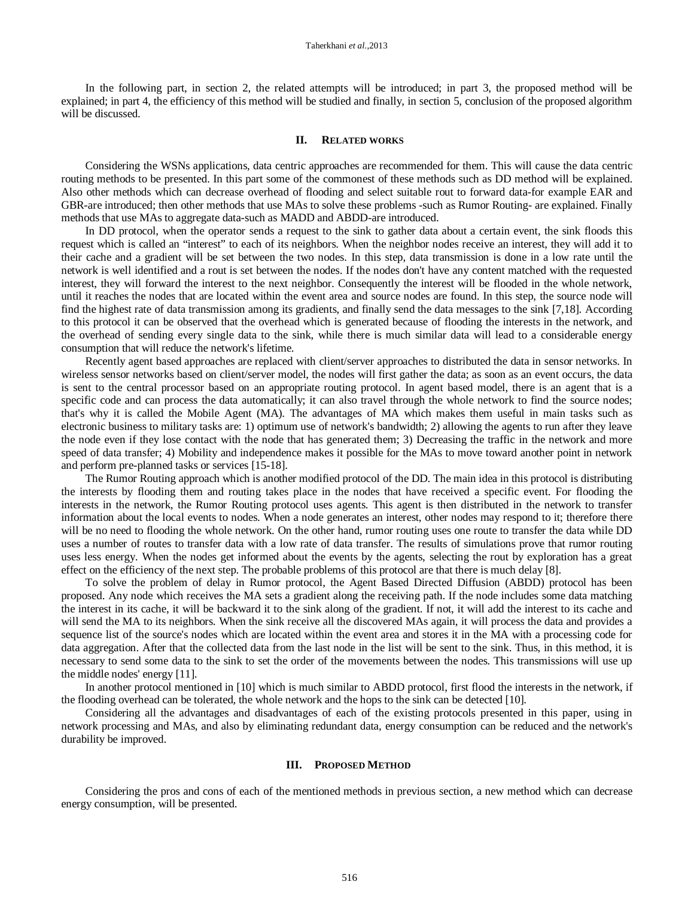In the following part, in section 2, the related attempts will be introduced; in part 3, the proposed method will be explained; in part 4, the efficiency of this method will be studied and finally, in section 5, conclusion of the proposed algorithm will be discussed.

## II. RELATED WORKS

Considering the WSNs applications, data centric approaches are recommended for them. This will cause the data centric routing methods to be presented. In this part some of the commonest of these methods such as DD method will be explained. Also other methods which can decrease overhead of flooding and select suitable rout to forward data-for example EAR and GBR-are introduced; then other methods that use MAs to solve these problems -such as Rumor Routing- are explained. Finally methods that use MAs to aggregate data-such as MADD and ABDD-are introduced.

In DD protocol, when the operator sends a request to the sink to gather data about a certain event, the sink floods this request which is called an "interest" to each of its neighbors. When the neighbor nodes receive an interest, they will add it to their cache and a gradient will be set between the two nodes. In this step, data transmission is done in a low rate until the network is well identified and a rout is set between the nodes. If the nodes don't have any content matched with the requested interest, they will forward the interest to the next neighbor. Consequently the interest will be flooded in the whole network, until it reaches the nodes that are located within the event area and source nodes are found. In this step, the source node will find the highest rate of data transmission among its gradients, and finally send the data messages to the sink [7,18]. According to this protocol it can be observed that the overhead which is generated because of flooding the interests in the network, and the overhead of sending every single data to the sink, while there is much similar data will lead to a considerable energy consumption that will reduce the network's lifetime.

Recently agent based approaches are replaced with client/server approaches to distributed the data in sensor networks. In wireless sensor networks based on client/server model, the nodes will first gather the data; as soon as an event occurs, the data is sent to the central processor based on an appropriate routing protocol. In agent based model, there is an agent that is a specific code and can process the data automatically; it can also travel through the whole network to find the source nodes; that's why it is called the Mobile Agent (MA). The advantages of MA which makes them useful in main tasks such as electronic business to military tasks are: 1) optimum use of network's bandwidth; 2) allowing the agents to run after they leave the node even if they lose contact with the node that has generated them; 3) Decreasing the traffic in the network and more speed of data transfer; 4) Mobility and independence makes it possible for the MAs to move toward another point in network and perform pre-planned tasks or services [15-18].

The Rumor Routing approach which is another modified protocol of the DD. The main idea in this protocol is distributing the interests by flooding them and routing takes place in the nodes that have received a specific event. For flooding the interests in the network, the Rumor Routing protocol uses agents. This agent is then distributed in the network to transfer information about the local events to nodes. When a node generates an interest, other nodes may respond to it; therefore there will be no need to flooding the whole network. On the other hand, rumor routing uses one route to transfer the data while DD uses a number of routes to transfer data with a low rate of data transfer. The results of simulations prove that rumor routing uses less energy. When the nodes get informed about the events by the agents, selecting the rout by exploration has a great effect on the efficiency of the next step. The probable problems of this protocol are that there is much delay [8].

To solve the problem of delay in Rumor protocol, the Agent Based Directed Diffusion (ABDD) protocol has been proposed. Any node which receives the MA sets a gradient along the receiving path. If the node includes some data matching the interest in its cache, it will be backward it to the sink along of the gradient. If not, it will add the interest to its cache and will send the MA to its neighbors. When the sink receive all the discovered MAs again, it will process the data and provides a sequence list of the source's nodes which are located within the event area and stores it in the MA with a processing code for data aggregation. After that the collected data from the last node in the list will be sent to the sink. Thus, in this method, it is necessary to send some data to the sink to set the order of the movements between the nodes. This transmissions will use up the middle nodes' energy [11].

In another protocol mentioned in [10] which is much similar to ABDD protocol, first flood the interests in the network, if the flooding overhead can be tolerated, the whole network and the hops to the sink can be detected [10].

Considering all the advantages and disadvantages of each of the existing protocols presented in this paper, using in network processing and MAs, and also by eliminating redundant data, energy consumption can be reduced and the network's durability be improved.

## III. PROPOSED METHOD

Considering the pros and cons of each of the mentioned methods in previous section, a new method which can decrease energy consumption, will be presented.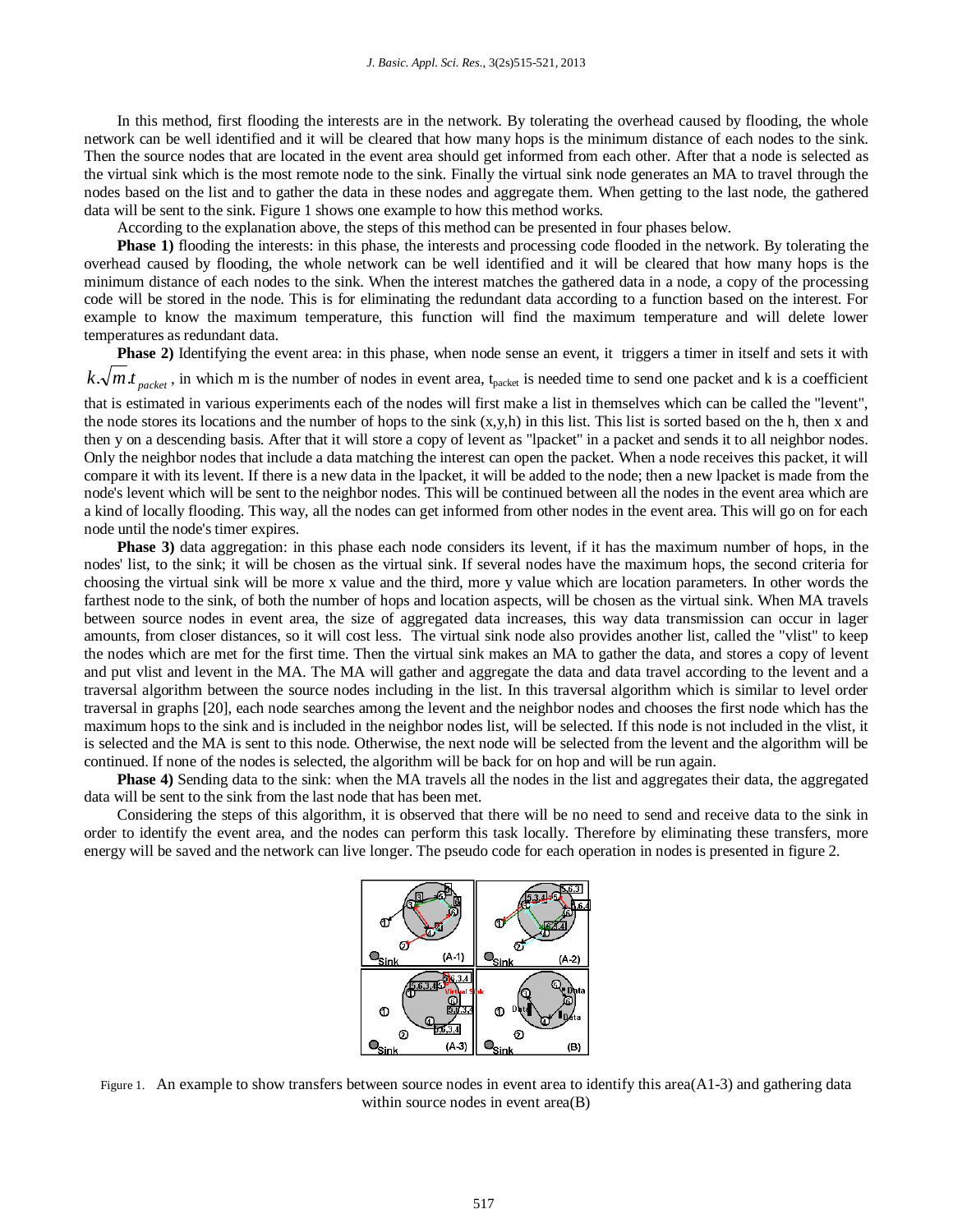In this method, first flooding the interests are in the network. By tolerating the overhead caused by flooding, the whole network can be well identified and it will be cleared that how many hops is the minimum distance of each nodes to the sink. Then the source nodes that are located in the event area should get informed from each other. After that a node is selected as the virtual sink which is the most remote node to the sink. Finally the virtual sink node generates an MA to travel through the nodes based on the list and to gather the data in these nodes and aggregate them. When getting to the last node, the gathered data will be sent to the sink. Figure 1 shows one example to how this method works.

According to the explanation above, the steps of this method can be presented in four phases below.

**Phase 1)** flooding the interests: in this phase, the interests and processing code flooded in the network. By tolerating the overhead caused by flooding, the whole network can be well identified and it will be cleared that how many hops is the minimum distance of each nodes to the sink. When the interest matches the gathered data in a node, a copy of the processing code will be stored in the node. This is for eliminating the redundant data according to a function based on the interest. For example to know the maximum temperature, this function will find the maximum temperature and will delete lower temperatures as redundant data.

**Phase 2)** Identifying the event area: in this phase, when node sense an event, it triggers a timer in itself and sets it with $k.\sqrt{m}.t_{packet}$, in which m is the number of nodes in event area, $t_{packet}$ is needed time to send one packet and k is a coefficient that is estimated in various experiments each of the nodes will first make a list in themselves which can be called the "levent", the node stores its locations and the number of hops to the sink (x,y,h) in this list. This list is sorted based on the h, then x and then y on a descending basis. After that it will store a copy of levent as "lpacket" in a packet and sends it to all neighbor nodes. Only the neighbor nodes that include a data matching the interest can open the packet. When a node receives this packet, it will compare it with its levent. If there is a new data in the lpacket, it will be added to the node; then a new lpacket is made from the node's levent which will be sent to the neighbor nodes. This will be continued between all the nodes in the event area which are a kind of locally flooding. This way, all the nodes can get informed from other nodes in the event area. This will go on for each node until the node's timer expires.

**Phase 3)** data aggregation: in this phase each node considers its levent, if it has the maximum number of hops, in the nodes' list, to the sink; it will be chosen as the virtual sink. If several nodes have the maximum hops, the second criteria for choosing the virtual sink will be more x value and the third, more y value which are location parameters. In other words the farthest node to the sink, of both the number of hops and location aspects, will be chosen as the virtual sink. When MA travels between source nodes in event area, the size of aggregated data increases, this way data transmission can occur in lager amounts, from closer distances, so it will cost less. The virtual sink node also provides another list, called the "vlist" to keep the nodes which are met for the first time. Then the virtual sink makes an MA to gather the data, and stores a copy of levent and put vlist and levent in the MA. The MA will gather and aggregate the data and data travel according to the levent and a traversal algorithm between the source nodes including in the list. In this traversal algorithm which is similar to level order traversal in graphs [20], each node searches among the levent and the neighbor nodes and chooses the first node which has the maximum hops to the sink and is included in the neighbor nodes list, will be selected. If this node is not included in the vlist, it is selected and the MA is sent to this node. Otherwise, the next node will be selected from the levent and the algorithm will be continued. If none of the nodes is selected, the algorithm will be back for on hop and will be run again.

**Phase 4)** Sending data to the sink: when the MA travels all the nodes in the list and aggregates their data, the aggregated data will be sent to the sink from the last node that has been met.

Considering the steps of this algorithm, it is observed that there will be no need to send and receive data to the sink in order to identify the event area, and the nodes can perform this task locally. Therefore by eliminating these transfers, more energy will be saved and the network can live longer. The pseudo code for each operation in nodes is presented in figure 2.

Figure 1. An example to show transfers between source nodes in event area to identify this area(A1-3) and gathering data within source nodes in event area(B)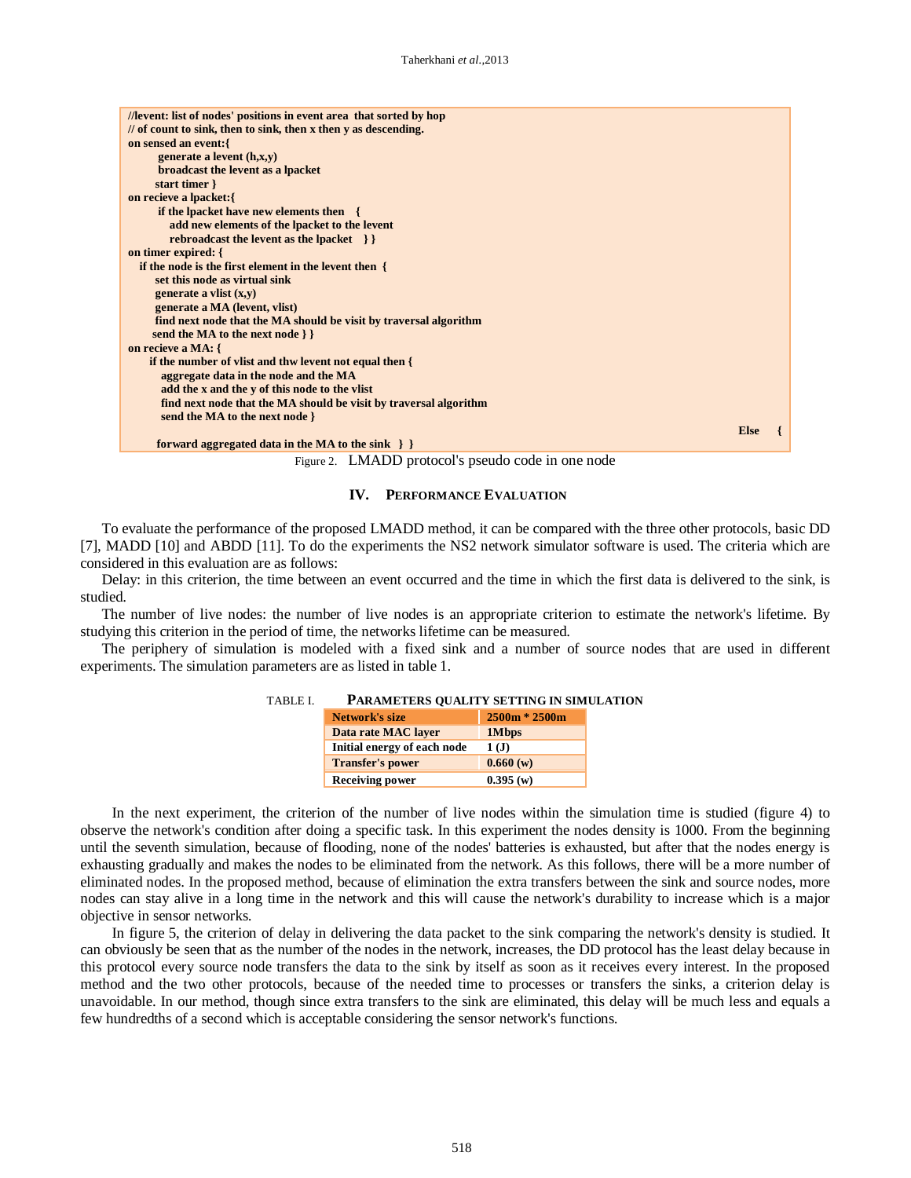```
//levent: list of nodes' positions in event area  that sorted by hop
// of count to sink, then to sink, then x then y as descending.
on sensed an event:{
        generate a levent (h,x,y)
        broadcast the levent as a lpacket
       start timer }
on recieve a lpacket:{
        if the lpacket have new elements then   {
           add new elements of the lpacket to the levent
           rebroadcast the levent as the lpacket   } }
on timer expired: {
   if the node is the first element in the levent then  {
       set this node as virtual sink
       generate a vlist (x,y)
       generate a MA (levent, vlist)
       find next node that the MA should be visit by traversal algorithm
      send the MA to the next node } }
on recieve a MA: {
      if the number of vlist and thw levent not equal then {
         aggregate data in the node and the MA
         add the x and the y of this node to the vlist
         find next node that the MA should be visit by traversal algorithm
         send the MA to the next node }
                                                                                                                         Else    {
        forward aggregated data in the MA to the sink  } }
```

Figure 2. LMADD protocol's pseudo code in one node

## IV. PERFORMANCE EVALUATION

To evaluate the performance of the proposed LMADD method, it can be compared with the three other protocols, basic DD [7], MADD [10] and ABDD [11]. To do the experiments the NS2 network simulator software is used. The criteria which are considered in this evaluation are as follows:

Delay: in this criterion, the time between an event occurred and the time in which the first data is delivered to the sink, is studied.

The number of live nodes: the number of live nodes is an appropriate criterion to estimate the network's lifetime. By studying this criterion in the period of time, the networks lifetime can be measured.

The periphery of simulation is modeled with a fixed sink and a number of source nodes that are used in different experiments. The simulation parameters are as listed in table 1.

TABLE I. PARAMETERS QUALITY SETTING IN SIMULATION

| Network's size | 2500m * 2500m |
|---|---|
| Data rate MAC layer | 1Mbps |
| Initial energy of each node | 1 (J) |
| Transfer's power | 0.660 (w) |
| Receiving power | 0.395 (w) |

In the next experiment, the criterion of the number of live nodes within the simulation time is studied (figure 4) to observe the network's condition after doing a specific task. In this experiment the nodes density is 1000. From the beginning until the seventh simulation, because of flooding, none of the nodes' batteries is exhausted, but after that the nodes energy is exhausting gradually and makes the nodes to be eliminated from the network. As this follows, there will be a more number of eliminated nodes. In the proposed method, because of elimination the extra transfers between the sink and source nodes, more nodes can stay alive in a long time in the network and this will cause the network's durability to increase which is a major objective in sensor networks.

In figure 5, the criterion of delay in delivering the data packet to the sink comparing the network's density is studied. It can obviously be seen that as the number of the nodes in the network, increases, the DD protocol has the least delay because in this protocol every source node transfers the data to the sink by itself as soon as it receives every interest. In the proposed method and the two other protocols, because of the needed time to processes or transfers the sinks, a criterion delay is unavoidable. In our method, though since extra transfers to the sink are eliminated, this delay will be much less and equals a few hundredths of a second which is acceptable considering the sensor network's functions.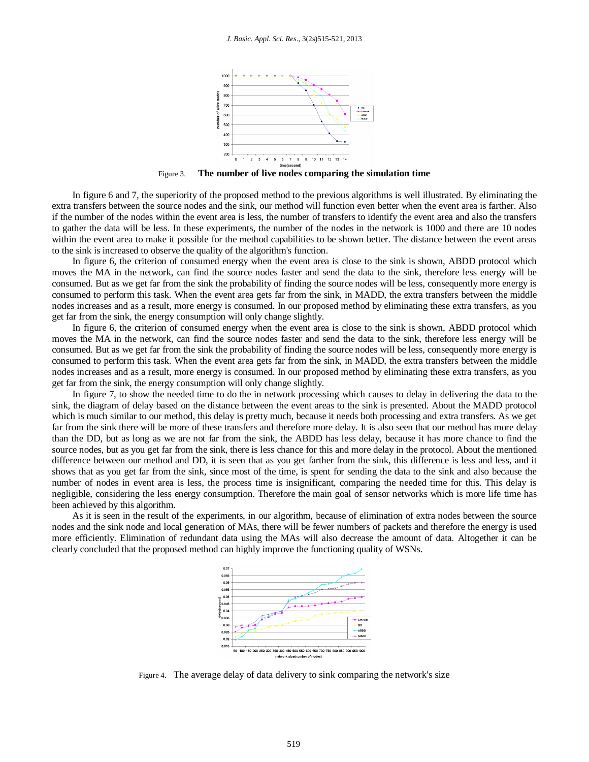Figure 3. **The number of live nodes comparing the simulation time**

In figure 6 and 7, the superiority of the proposed method to the previous algorithms is well illustrated. By eliminating the extra transfers between the source nodes and the sink, our method will function even better when the event area is farther. Also if the number of the nodes within the event area is less, the number of transfers to identify the event area and also the transfers to gather the data will be less. In these experiments, the number of the nodes in the network is 1000 and there are 10 nodes within the event area to make it possible for the method capabilities to be shown better. The distance between the event areas to the sink is increased to observe the quality of the algorithm's function.

In figure 6, the criterion of consumed energy when the event area is close to the sink is shown, ABDD protocol which moves the MA in the network, can find the source nodes faster and send the data to the sink, therefore less energy will be consumed. But as we get far from the sink the probability of finding the source nodes will be less, consequently more energy is consumed to perform this task. When the event area gets far from the sink, in MADD, the extra transfers between the middle nodes increases and as a result, more energy is consumed. In our proposed method by eliminating these extra transfers, as you get far from the sink, the energy consumption will only change slightly.

In figure 6, the criterion of consumed energy when the event area is close to the sink is shown, ABDD protocol which moves the MA in the network, can find the source nodes faster and send the data to the sink, therefore less energy will be consumed. But as we get far from the sink the probability of finding the source nodes will be less, consequently more energy is consumed to perform this task. When the event area gets far from the sink, in MADD, the extra transfers between the middle nodes increases and as a result, more energy is consumed. In our proposed method by eliminating these extra transfers, as you get far from the sink, the energy consumption will only change slightly.

In figure 7, to show the needed time to do the in network processing which causes to delay in delivering the data to the sink, the diagram of delay based on the distance between the event areas to the sink is presented. About the MADD protocol which is much similar to our method, this delay is pretty much, because it needs both processing and extra transfers. As we get far from the sink there will be more of these transfers and therefore more delay. It is also seen that our method has more delay than the DD, but as long as we are not far from the sink, the ABDD has less delay, because it has more chance to find the source nodes, but as you get far from the sink, there is less chance for this and more delay in the protocol. About the mentioned difference between our method and DD, it is seen that as you get farther from the sink, this difference is less and less, and it shows that as you get far from the sink, since most of the time, is spent for sending the data to the sink and also because the number of nodes in event area is less, the process time is insignificant, comparing the needed time for this. This delay is negligible, considering the less energy consumption. Therefore the main goal of sensor networks which is more life time has been achieved by this algorithm.

As it is seen in the result of the experiments, in our algorithm, because of elimination of extra nodes between the source nodes and the sink node and local generation of MAs, there will be fewer numbers of packets and therefore the energy is used more efficiently. Elimination of redundant data using the MAs will also decrease the amount of data. Altogether it can be clearly concluded that the proposed method can highly improve the functioning quality of WSNs.

Figure 4. The average delay of data delivery to sink comparing the network's size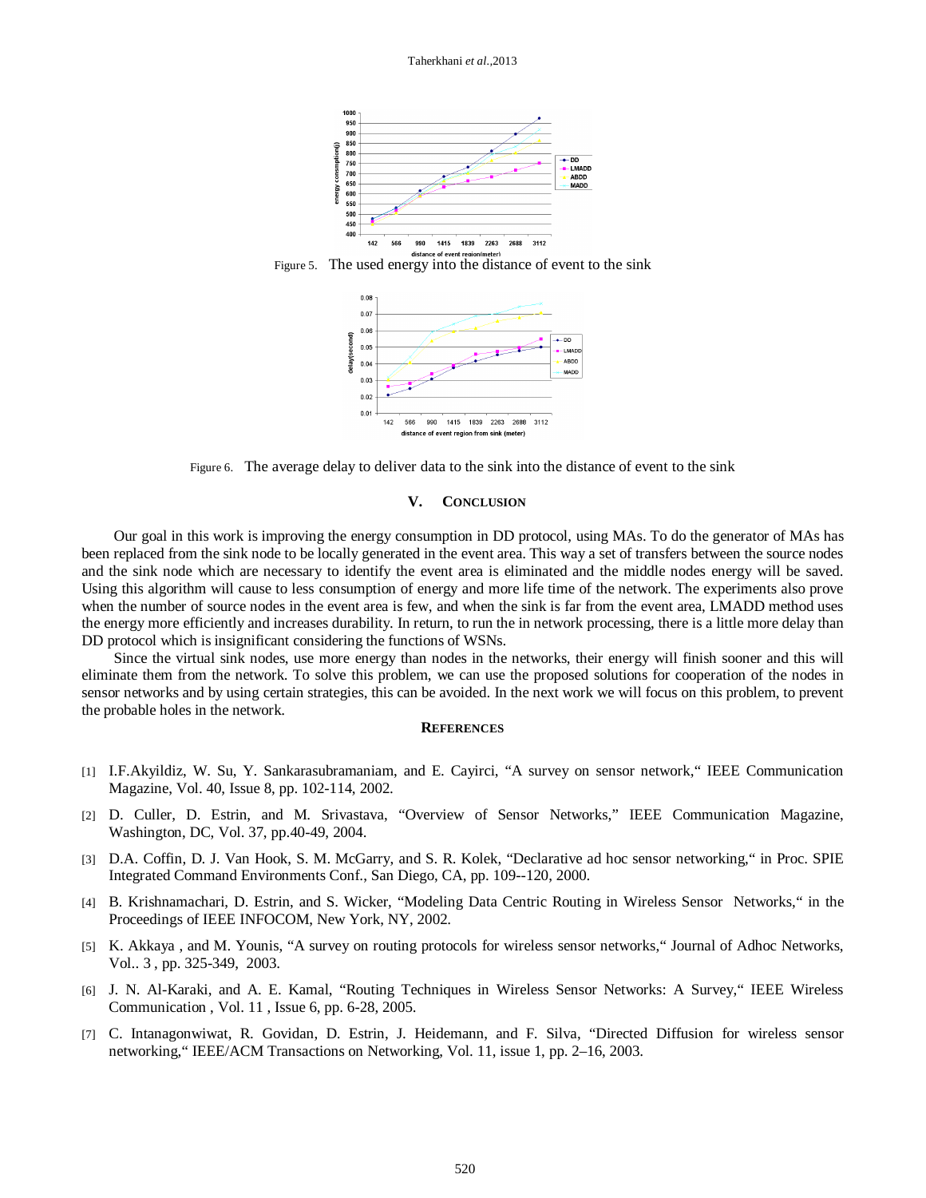Figure 5. The used energy into the distance of event to the sink

Figure 6. The average delay to deliver data to the sink into the distance of event to the sink

## V. CONCLUSION

Our goal in this work is improving the energy consumption in DD protocol, using MAs. To do the generator of MAs has been replaced from the sink node to be locally generated in the event area. This way a set of transfers between the source nodes and the sink node which are necessary to identify the event area is eliminated and the middle nodes energy will be saved. Using this algorithm will cause to less consumption of energy and more life time of the network. The experiments also prove when the number of source nodes in the event area is few, and when the sink is far from the event area, LMADD method uses the energy more efficiently and increases durability. In return, to run the in network processing, there is a little more delay than DD protocol which is insignificant considering the functions of WSNs.

Since the virtual sink nodes, use more energy than nodes in the networks, their energy will finish sooner and this will eliminate them from the network. To solve this problem, we can use the proposed solutions for cooperation of the nodes in sensor networks and by using certain strategies, this can be avoided. In the next work we will focus on this problem, to prevent the probable holes in the network.

## REFERENCES

[1] I.F.Akyildiz, W. Su, Y. Sankarasubramaniam, and E. Cayirci, "A survey on sensor network," IEEE Communication Magazine, Vol. 40, Issue 8, pp. 102-114, 2002.

[2] D. Culler, D. Estrin, and M. Srivastava, "Overview of Sensor Networks," IEEE Communication Magazine, Washington, DC, Vol. 37, pp.40-49, 2004.

[3] D.A. Coffin, D. J. Van Hook, S. M. McGarry, and S. R. Kolek, "Declarative ad hoc sensor networking," in Proc. SPIE Integrated Command Environments Conf., San Diego, CA, pp. 109--120, 2000.

[4] B. Krishnamachari, D. Estrin, and S. Wicker, "Modeling Data Centric Routing in Wireless Sensor Networks," in the Proceedings of IEEE INFOCOM, New York, NY, 2002.

[5] K. Akkaya , and M. Younis, "A survey on routing protocols for wireless sensor networks," Journal of Adhoc Networks, Vol.. 3 , pp. 325-349, 2003.

[6] J. N. Al-Karaki, and A. E. Kamal, "Routing Techniques in Wireless Sensor Networks: A Survey," IEEE Wireless Communication , Vol. 11 , Issue 6, pp. 6-28, 2005.

[7] C. Intanagonwiwat, R. Govidan, D. Estrin, J. Heidemann, and F. Silva, "Directed Diffusion for wireless sensor networking," IEEE/ACM Transactions on Networking, Vol. 11, issue 1, pp. 2–16, 2003.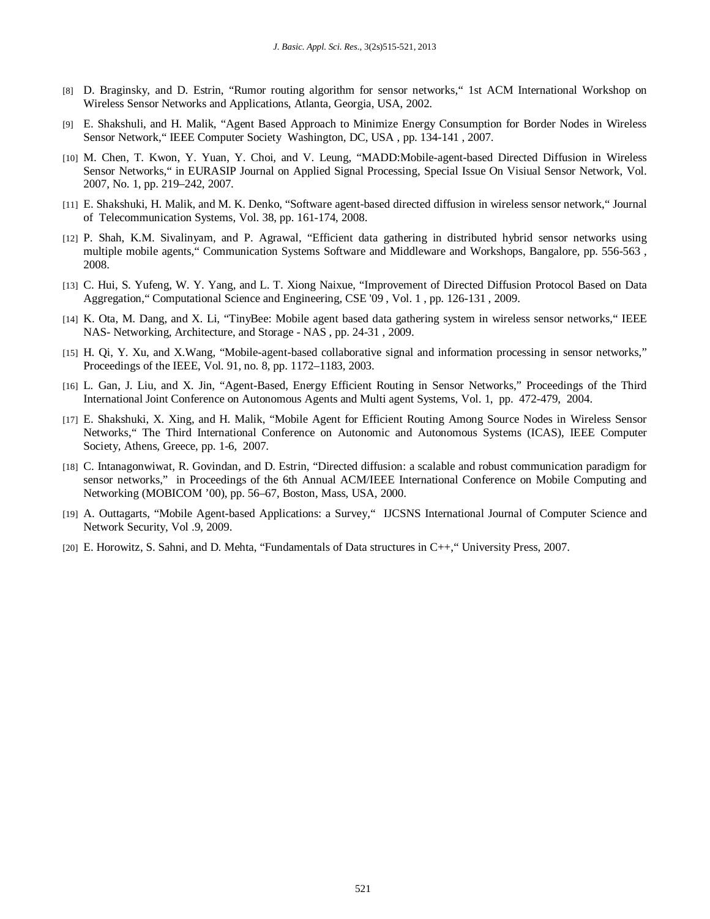[8] D. Braginsky, and D. Estrin, "Rumor routing algorithm for sensor networks," 1st ACM International Workshop on Wireless Sensor Networks and Applications, Atlanta, Georgia, USA, 2002.

[9] E. Shakshuli, and H. Malik, "Agent Based Approach to Minimize Energy Consumption for Border Nodes in Wireless Sensor Network," IEEE Computer Society Washington, DC, USA , pp. 134-141 , 2007.

[10] M. Chen, T. Kwon, Y. Yuan, Y. Choi, and V. Leung, "MADD:Mobile-agent-based Directed Diffusion in Wireless Sensor Networks," in EURASIP Journal on Applied Signal Processing, Special Issue On Visiual Sensor Network, Vol. 2007, No. 1, pp. 219–242, 2007.

[11] E. Shakshuki, H. Malik, and M. K. Denko, "Software agent-based directed diffusion in wireless sensor network," Journal of Telecommunication Systems, Vol. 38, pp. 161-174, 2008.

[12] P. Shah, K.M. Sivalinyam, and P. Agrawal, "Efficient data gathering in distributed hybrid sensor networks using multiple mobile agents," Communication Systems Software and Middleware and Workshops, Bangalore, pp. 556-563 , 2008.

[13] C. Hui, S. Yufeng, W. Y. Yang, and L. T. Xiong Naixue, "Improvement of Directed Diffusion Protocol Based on Data Aggregation," Computational Science and Engineering, CSE '09 , Vol. 1 , pp. 126-131 , 2009.

[14] K. Ota, M. Dang, and X. Li, "TinyBee: Mobile agent based data gathering system in wireless sensor networks," IEEE NAS- Networking, Architecture, and Storage - NAS , pp. 24-31 , 2009.

[15] H. Qi, Y. Xu, and X.Wang, "Mobile-agent-based collaborative signal and information processing in sensor networks," Proceedings of the IEEE, Vol. 91, no. 8, pp. 1172–1183, 2003.

[16] L. Gan, J. Liu, and X. Jin, "Agent-Based, Energy Efficient Routing in Sensor Networks," Proceedings of the Third International Joint Conference on Autonomous Agents and Multi agent Systems, Vol. 1, pp. 472-479, 2004.

[17] E. Shakshuki, X. Xing, and H. Malik, "Mobile Agent for Efficient Routing Among Source Nodes in Wireless Sensor Networks," The Third International Conference on Autonomic and Autonomous Systems (ICAS), IEEE Computer Society, Athens, Greece, pp. 1-6, 2007.

[18] C. Intanagonwiwat, R. Govindan, and D. Estrin, "Directed diffusion: a scalable and robust communication paradigm for sensor networks," in Proceedings of the 6th Annual ACM/IEEE International Conference on Mobile Computing and Networking (MOBICOM '00), pp. 56–67, Boston, Mass, USA, 2000.

[19] A. Outtagarts, "Mobile Agent-based Applications: a Survey," IJCSNS International Journal of Computer Science and Network Security, Vol .9, 2009.

[20] E. Horowitz, S. Sahni, and D. Mehta, "Fundamentals of Data structures in C++," University Press, 2007.